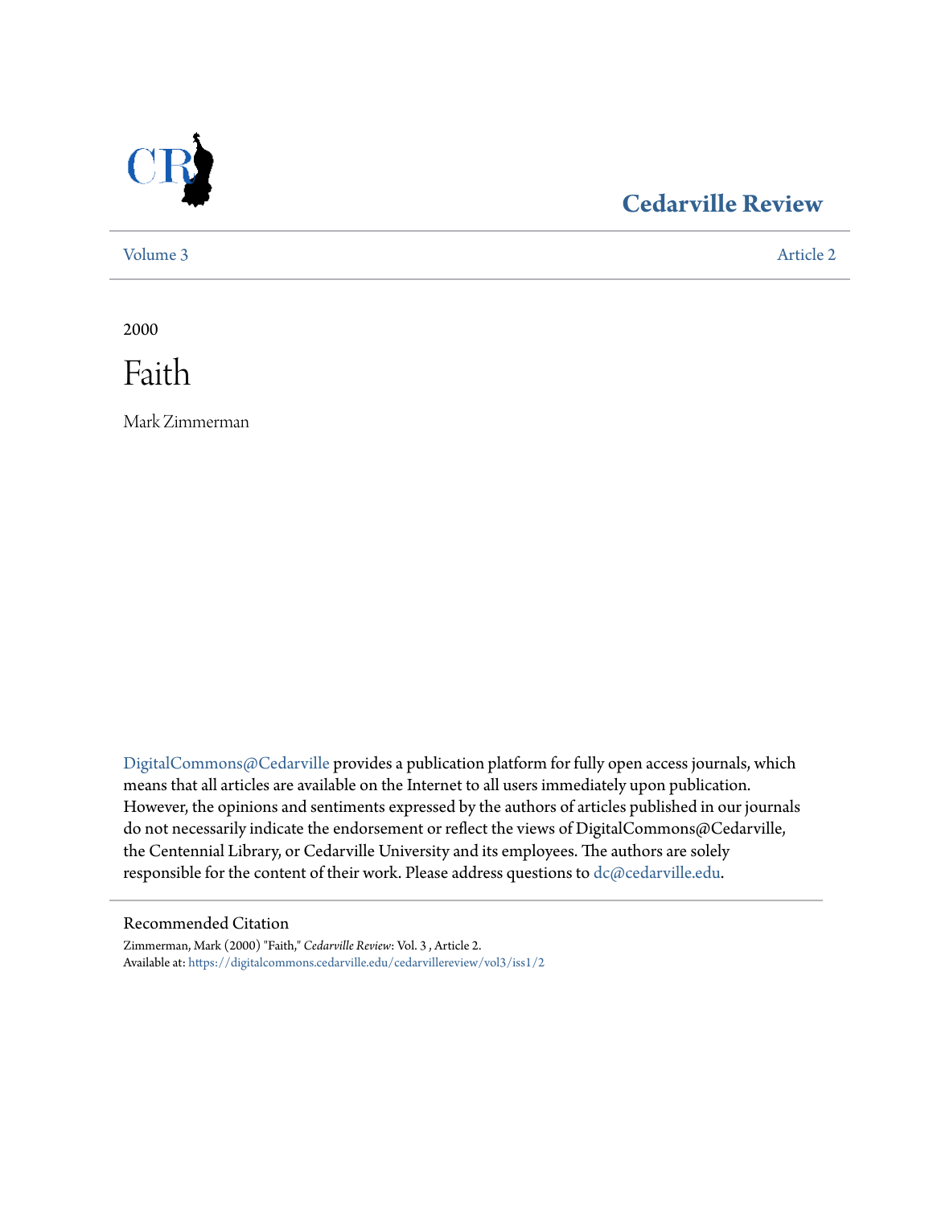# Cedarville Review

Volume 3 Article 2

2000

# Faith

Mark Zimmerman

DigitalCommons@Cedarville provides a publication platform for fully open access journals, which means that all articles are available on the Internet to all users immediately upon publication. However, the opinions and sentiments expressed by the authors of articles published in our journals do not necessarily indicate the endorsement or reflect the views of DigitalCommons@Cedarville, the Centennial Library, or Cedarville University and its employees. The authors are solely responsible for the content of their work. Please address questions to dc@cedarville.edu.

## Recommended Citation

Zimmerman, Mark (2000) "Faith," *Cedarville Review*: Vol. 3 , Article 2.
Available at: https://digitalcommons.cedarville.edu/cedarvillereview/vol3/iss1/2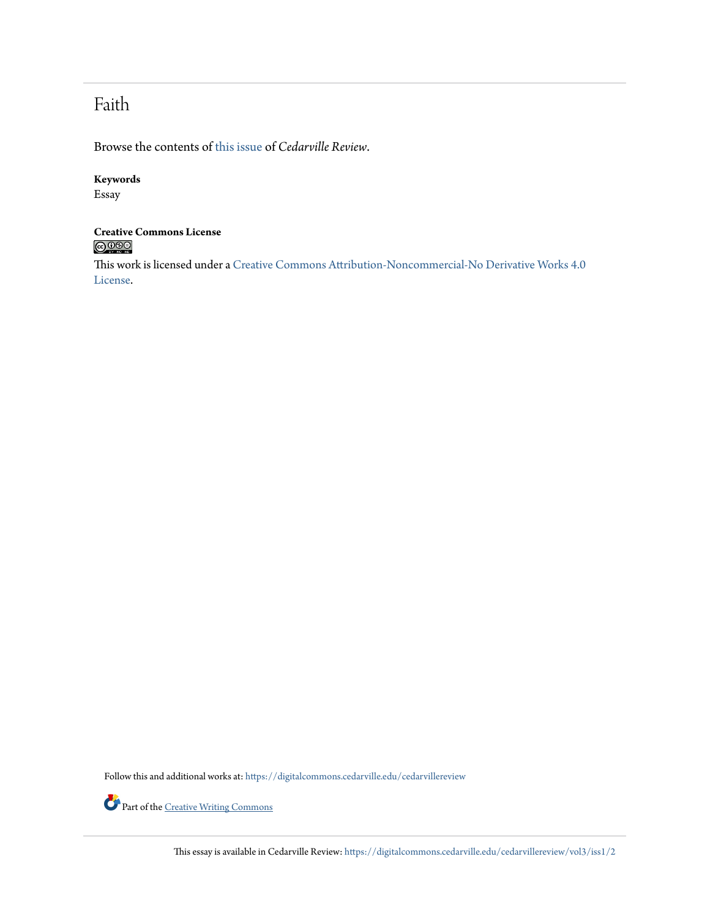# Faith

Browse the contents of this issue of *Cedarville Review*.

**Keywords**

Essay

**Creative Commons License**

This work is licensed under a Creative Commons Attribution-Noncommercial-No Derivative Works 4.0 License.

Follow this and additional works at: https://digitalcommons.cedarville.edu/cedarvillereview

Part of the Creative Writing Commons

This essay is available in Cedarville Review: https://digitalcommons.cedarville.edu/cedarvillereview/vol3/iss1/2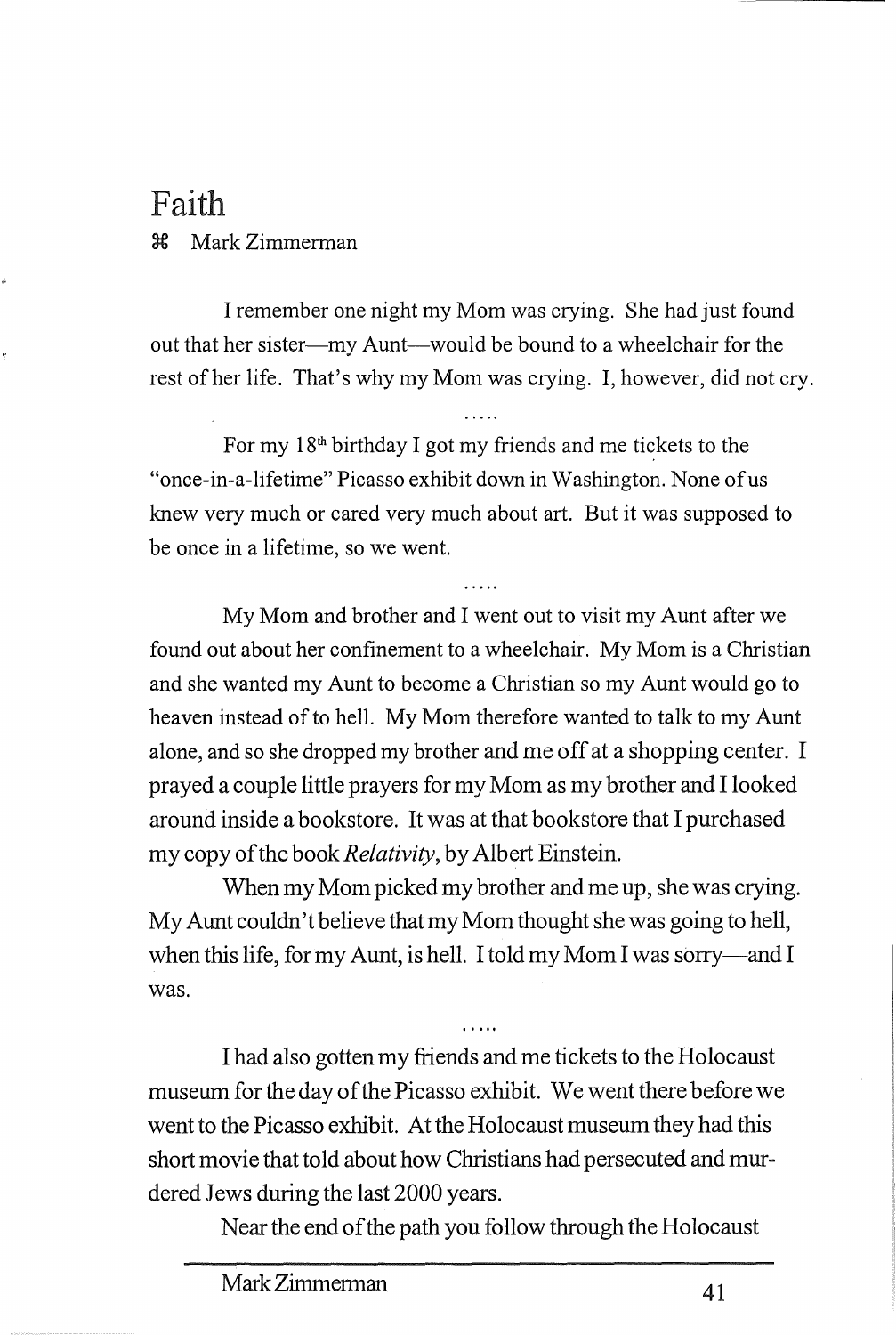# Faith

⌘ Mark Zimmerman

I remember one night my Mom was crying. She had just found out that her sister—my Aunt—would be bound to a wheelchair for the rest of her life. That's why my Mom was crying. I, however, did not cry.

.....

For my 18th birthday I got my friends and me tickets to the "once-in-a-lifetime" Picasso exhibit down in Washington. None of us knew very much or cared very much about art. But it was supposed to be once in a lifetime, so we went.

.....

My Mom and brother and I went out to visit my Aunt after we found out about her confinement to a wheelchair. My Mom is a Christian and she wanted my Aunt to become a Christian so my Aunt would go to heaven instead of to hell. My Mom therefore wanted to talk to my Aunt alone, and so she dropped my brother and me off at a shopping center. I prayed a couple little prayers for my Mom as my brother and I looked around inside a bookstore. It was at that bookstore that I purchased my copy of the book *Relativity*, by Albert Einstein.

When my Mom picked my brother and me up, she was crying. My Aunt couldn't believe that my Mom thought she was going to hell, when this life, for my Aunt, is hell. I told my Mom I was sorry—and I was.

.....

I had also gotten my friends and me tickets to the Holocaust museum for the day of the Picasso exhibit. We went there before we went to the Picasso exhibit. At the Holocaust museum they had this short movie that told about how Christians had persecuted and murdered Jews during the last 2000 years.

Near the end of the path you follow through the Holocaust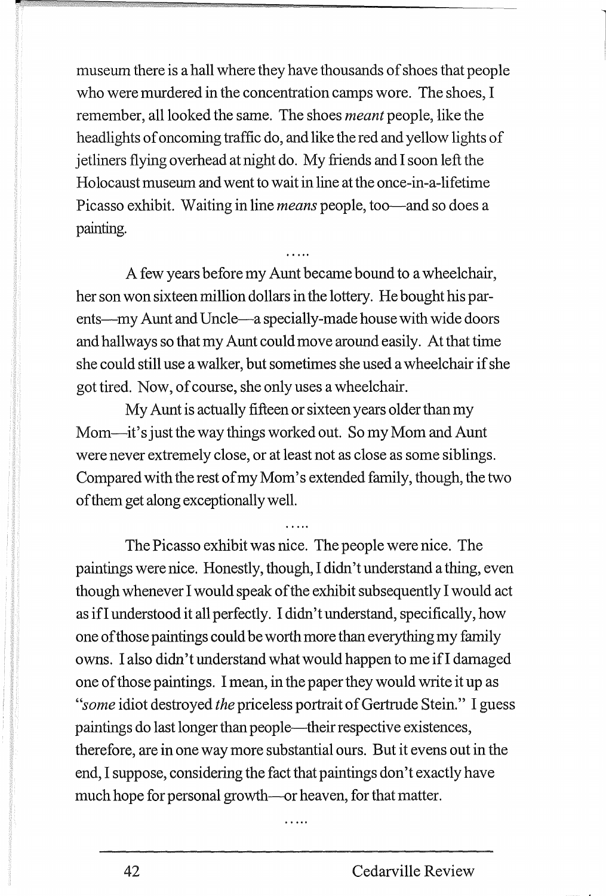museum there is a hall where they have thousands of shoes that people who were murdered in the concentration camps wore. The shoes, I remember, all looked the same. The shoes *meant* people, like the headlights of oncoming traffic do, and like the red and yellow lights of jetliners flying overhead at night do. My friends and I soon left the Holocaust museum and went to wait in line at the once-in-a-lifetime Picasso exhibit. Waiting in line *means* people, too—and so does a painting.

.....

A few years before my Aunt became bound to a wheelchair, her son won sixteen million dollars in the lottery. He bought his parents—my Aunt and Uncle—a specially-made house with wide doors and hallways so that my Aunt could move around easily. At that time she could still use a walker, but sometimes she used a wheelchair if she got tired. Now, of course, she only uses a wheelchair.

My Aunt is actually fifteen or sixteen years older than my Mom—it's just the way things worked out. So my Mom and Aunt were never extremely close, or at least not as close as some siblings. Compared with the rest of my Mom's extended family, though, the two of them get along exceptionally well.

.....

The Picasso exhibit was nice. The people were nice. The paintings were nice. Honestly, though, I didn't understand a thing, even though whenever I would speak of the exhibit subsequently I would act as if I understood it all perfectly. I didn't understand, specifically, how one of those paintings could be worth more than everything my family owns. I also didn't understand what would happen to me if I damaged one of those paintings. I mean, in the paper they would write it up as "*some* idiot destroyed *the* priceless portrait of Gertrude Stein." I guess paintings do last longer than people—their respective existences, therefore, are in one way more substantial ours. But it evens out in the end, I suppose, considering the fact that paintings don't exactly have much hope for personal growth—or heaven, for that matter.

.....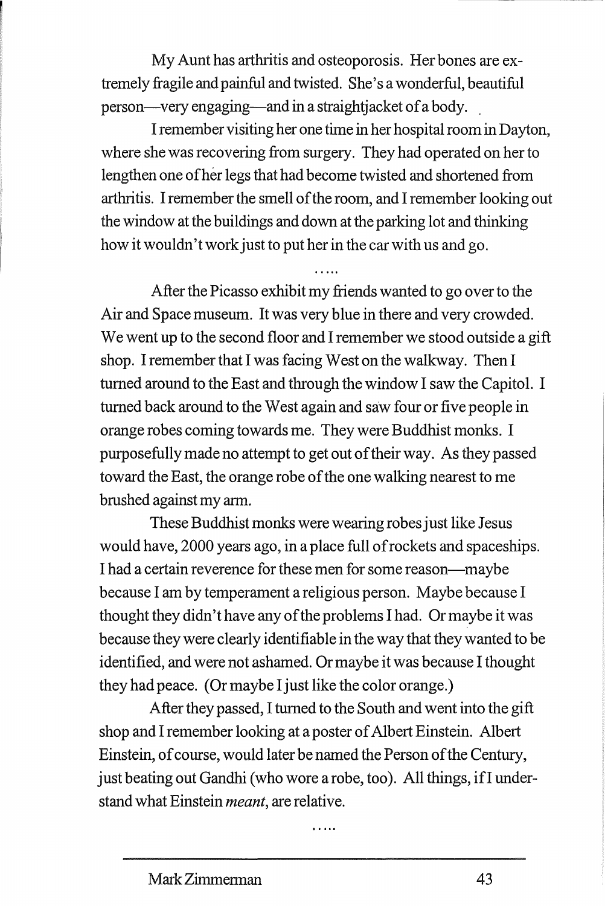My Aunt has arthritis and osteoporosis. Her bones are extremely fragile and painful and twisted. She's a wonderful, beautiful person—very engaging—and in a straightjacket of a body.

I remember visiting her one time in her hospital room in Dayton, where she was recovering from surgery. They had operated on her to lengthen one of her legs that had become twisted and shortened from arthritis. I remember the smell of the room, and I remember looking out the window at the buildings and down at the parking lot and thinking how it wouldn't work just to put her in the car with us and go.

.....

After the Picasso exhibit my friends wanted to go over to the Air and Space museum. It was very blue in there and very crowded. We went up to the second floor and I remember we stood outside a gift shop. I remember that I was facing West on the walkway. Then I turned around to the East and through the window I saw the Capitol. I turned back around to the West again and saw four or five people in orange robes coming towards me. They were Buddhist monks. I purposefully made no attempt to get out of their way. As they passed toward the East, the orange robe of the one walking nearest to me brushed against my arm.

These Buddhist monks were wearing robes just like Jesus would have, 2000 years ago, in a place full of rockets and spaceships. I had a certain reverence for these men for some reason—maybe because I am by temperament a religious person. Maybe because I thought they didn't have any of the problems I had. Or maybe it was because they were clearly identifiable in the way that they wanted to be identified, and were not ashamed. Or maybe it was because I thought they had peace. (Or maybe I just like the color orange.)

After they passed, I turned to the South and went into the gift shop and I remember looking at a poster of Albert Einstein. Albert Einstein, of course, would later be named the Person of the Century, just beating out Gandhi (who wore a robe, too). All things, if I understand what Einstein *meant*, are relative.

.....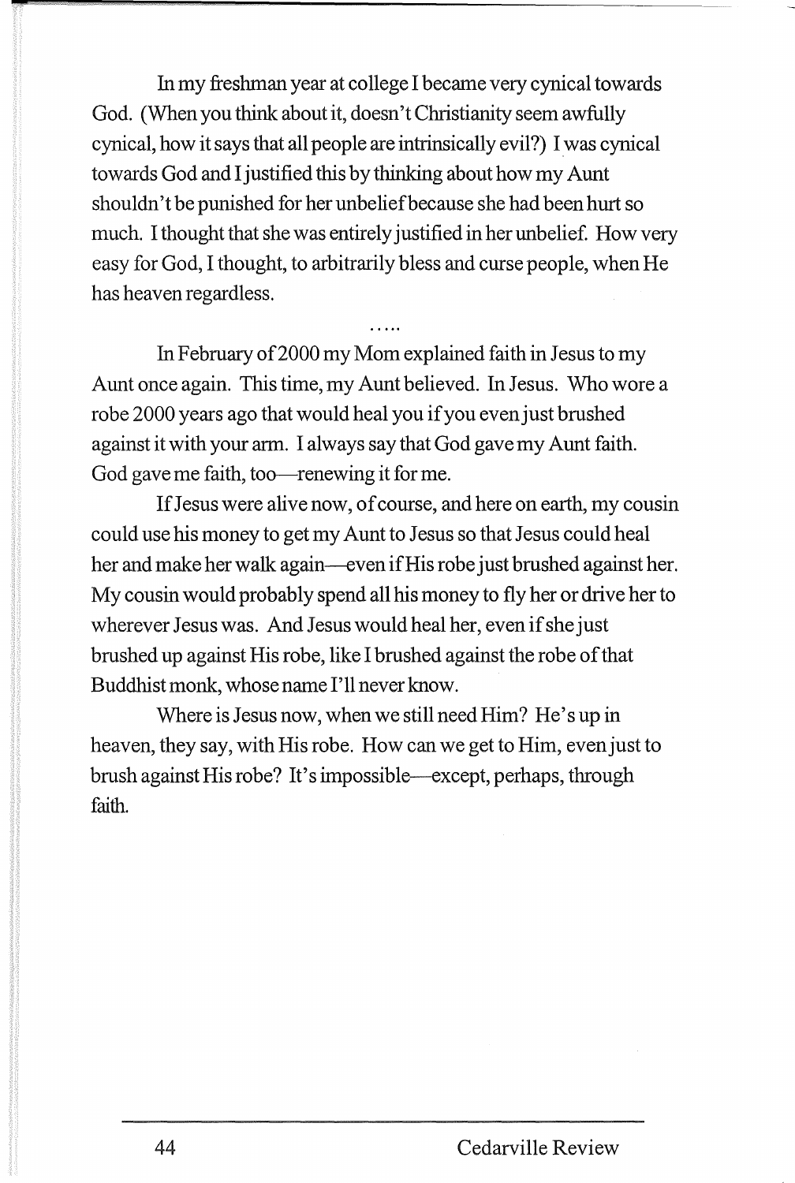In my freshman year at college I became very cynical towards God. (When you think about it, doesn't Christianity seem awfully cynical, how it says that all people are intrinsically evil?) I was cynical towards God and I justified this by thinking about how my Aunt shouldn't be punished for her unbelief because she had been hurt so much. I thought that she was entirely justified in her unbelief. How very easy for God, I thought, to arbitrarily bless and curse people, when He has heaven regardless.

.....

In February of 2000 my Mom explained faith in Jesus to my Aunt once again. This time, my Aunt believed. In Jesus. Who wore a robe 2000 years ago that would heal you if you even just brushed against it with your arm. I always say that God gave my Aunt faith. God gave me faith, too—renewing it for me.

If Jesus were alive now, of course, and here on earth, my cousin could use his money to get my Aunt to Jesus so that Jesus could heal her and make her walk again—even if His robe just brushed against her. My cousin would probably spend all his money to fly her or drive her to wherever Jesus was. And Jesus would heal her, even if she just brushed up against His robe, like I brushed against the robe of that Buddhist monk, whose name I'll never know.

Where is Jesus now, when we still need Him? He's up in heaven, they say, with His robe. How can we get to Him, even just to brush against His robe? It's impossible—except, perhaps, through faith.